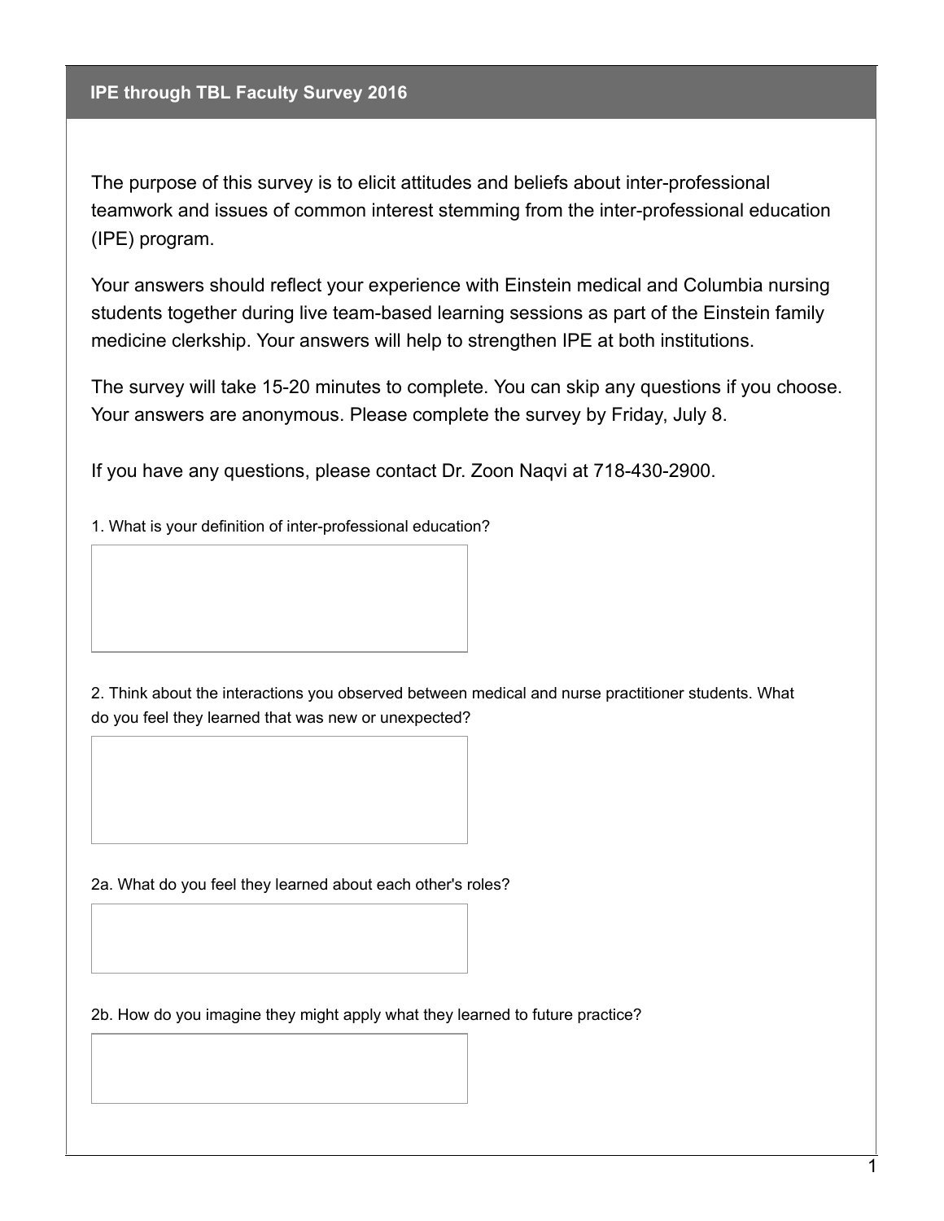## IPE through TBL Faculty Survey 2016

The purpose of this survey is to elicit attitudes and beliefs about inter-professional teamwork and issues of common interest stemming from the inter-professional education (IPE) program.

Your answers should reflect your experience with Einstein medical and Columbia nursing students together during live team-based learning sessions as part of the Einstein family medicine clerkship. Your answers will help to strengthen IPE at both institutions.

The survey will take 15-20 minutes to complete. You can skip any questions if you choose. Your answers are anonymous. Please complete the survey by Friday, July 8.

If you have any questions, please contact Dr. Zoon Naqvi at 718-430-2900.

1. What is your definition of inter-professional education?

2. Think about the interactions you observed between medical and nurse practitioner students. What do you feel they learned that was new or unexpected?

2a. What do you feel they learned about each other's roles?

2b. How do you imagine they might apply what they learned to future practice?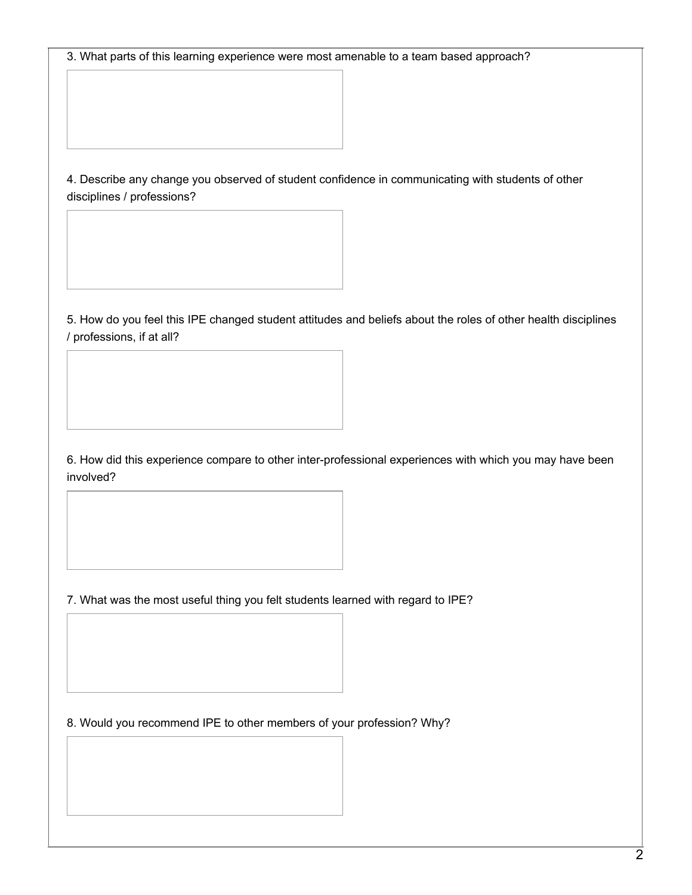3. What parts of this learning experience were most amenable to a team based approach?

4. Describe any change you observed of student confidence in communicating with students of other disciplines / professions?

5. How do you feel this IPE changed student attitudes and beliefs about the roles of other health disciplines / professions, if at all?

6. How did this experience compare to other inter-professional experiences with which you may have been involved?

7. What was the most useful thing you felt students learned with regard to IPE?

8. Would you recommend IPE to other members of your profession? Why?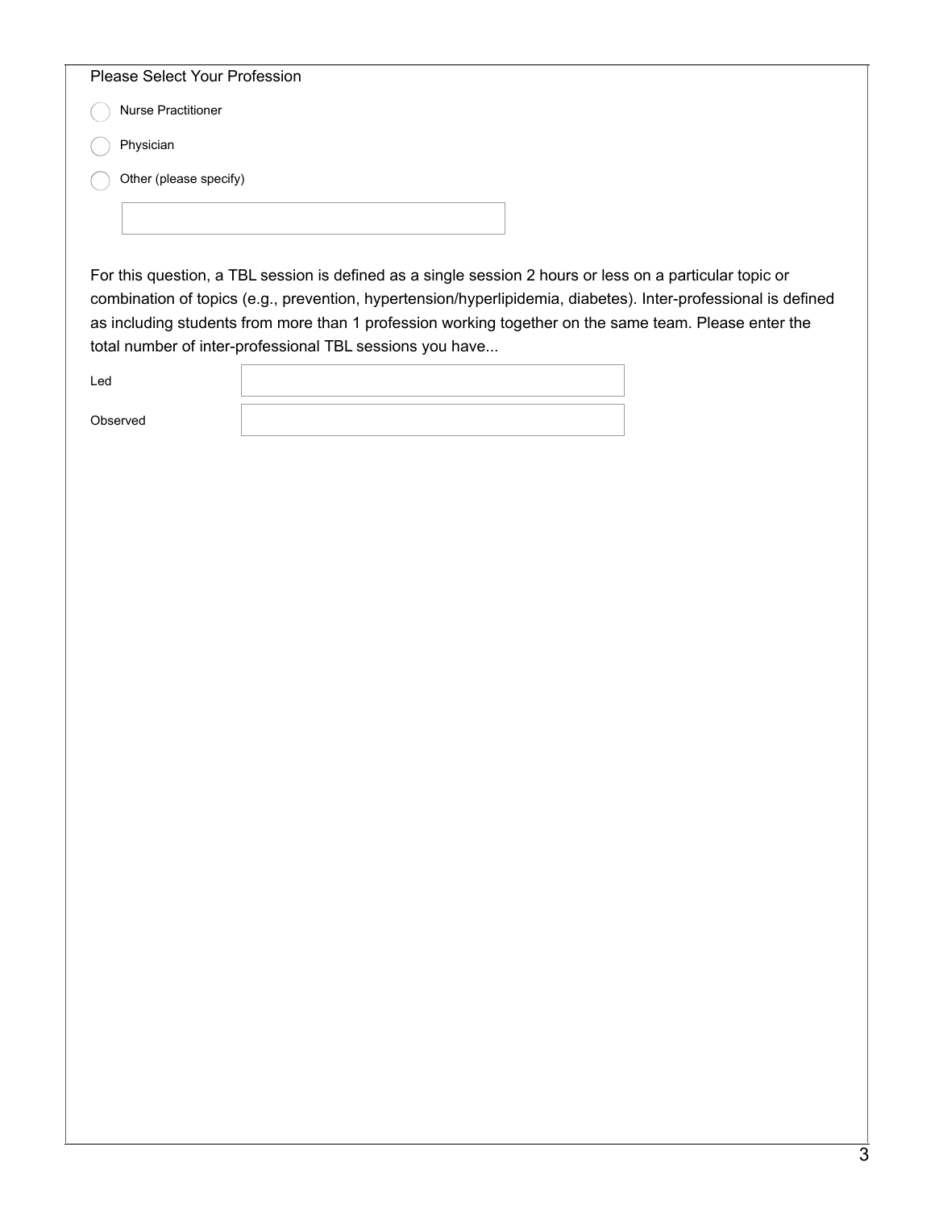Please Select Your Profession

- ◯ Nurse Practitioner
- ◯ Physician
- ◯ Other (please specify)

\_\_\_\_\_\_\_\_\_\_\_\_\_\_\_\_\_\_\_\_

For this question, a TBL session is defined as a single session 2 hours or less on a particular topic or combination of topics (e.g., prevention, hypertension/hyperlipidemia, diabetes). Inter-professional is defined as including students from more than 1 profession working together on the same team. Please enter the total number of inter-professional TBL sessions you have...

Led \_\_\_\_\_\_\_\_\_\_\_\_\_\_\_\_\_\_\_\_

Observed \_\_\_\_\_\_\_\_\_\_\_\_\_\_\_\_\_\_\_\_